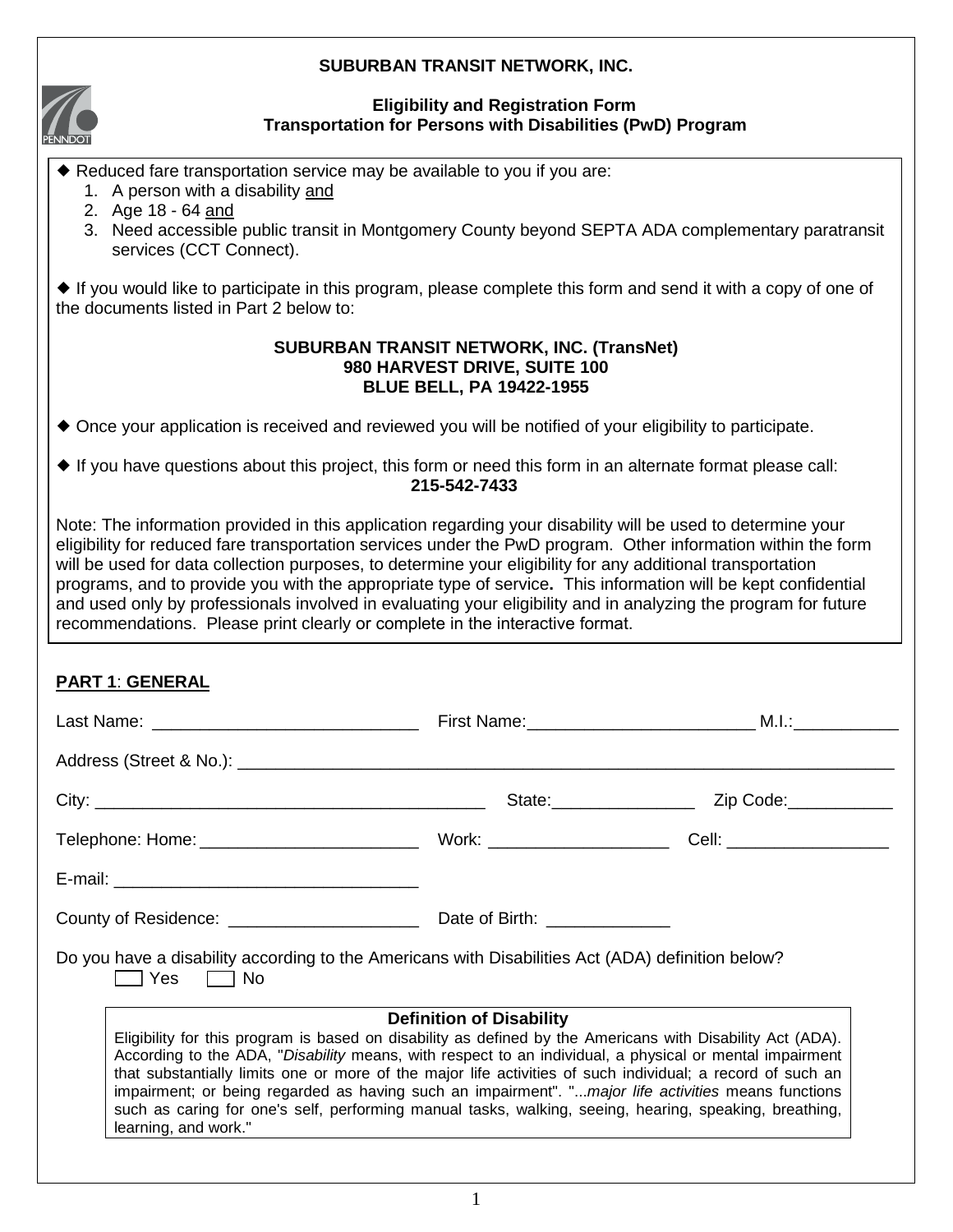**SUBURBAN TRANSIT NETWORK, INC.**

**Eligibility and Registration Form**
**Transportation for Persons with Disabilities (PwD) Program**

◆ Reduced fare transportation service may be available to you if you are:

1. A person with a disability and
2. Age 18 - 64 and
3. Need accessible public transit in Montgomery County beyond SEPTA ADA complementary paratransit services (CCT Connect).

◆ If you would like to participate in this program, please complete this form and send it with a copy of one of the documents listed in Part 2 below to:

**SUBURBAN TRANSIT NETWORK, INC. (TransNet)**
**980 HARVEST DRIVE, SUITE 100**
**BLUE BELL, PA 19422-1955**

◆ Once your application is received and reviewed you will be notified of your eligibility to participate.

◆ If you have questions about this project, this form or need this form in an alternate format please call:
**215-542-7433**

Note: The information provided in this application regarding your disability will be used to determine your eligibility for reduced fare transportation services under the PwD program. Other information within the form will be used for data collection purposes, to determine your eligibility for any additional transportation programs, and to provide you with the appropriate type of service**.** This information will be kept confidential and used only by professionals involved in evaluating your eligibility and in analyzing the program for future recommendations. Please print clearly or complete in the interactive format.

**PART 1: GENERAL**

Last Name: ____________________________ First Name:________________________ M.I.:___________

Address (Street & No.): ______________________________________________________________________

City: __________________________________________ State:_______________ Zip Code:___________

Telephone: Home:_______________________ Work: ___________________ Cell: _________________

E-mail: ________________________________

County of Residence: ____________________ Date of Birth: _____________

Do you have a disability according to the Americans with Disabilities Act (ADA) definition below?
☐ Yes ☐ No

**Definition of Disability**

Eligibility for this program is based on disability as defined by the Americans with Disability Act (ADA). According to the ADA, "*Disability* means, with respect to an individual, a physical or mental impairment that substantially limits one or more of the major life activities of such individual; a record of such an impairment; or being regarded as having such an impairment". "...*major life activities* means functions such as caring for one's self, performing manual tasks, walking, seeing, hearing, speaking, breathing, learning, and work."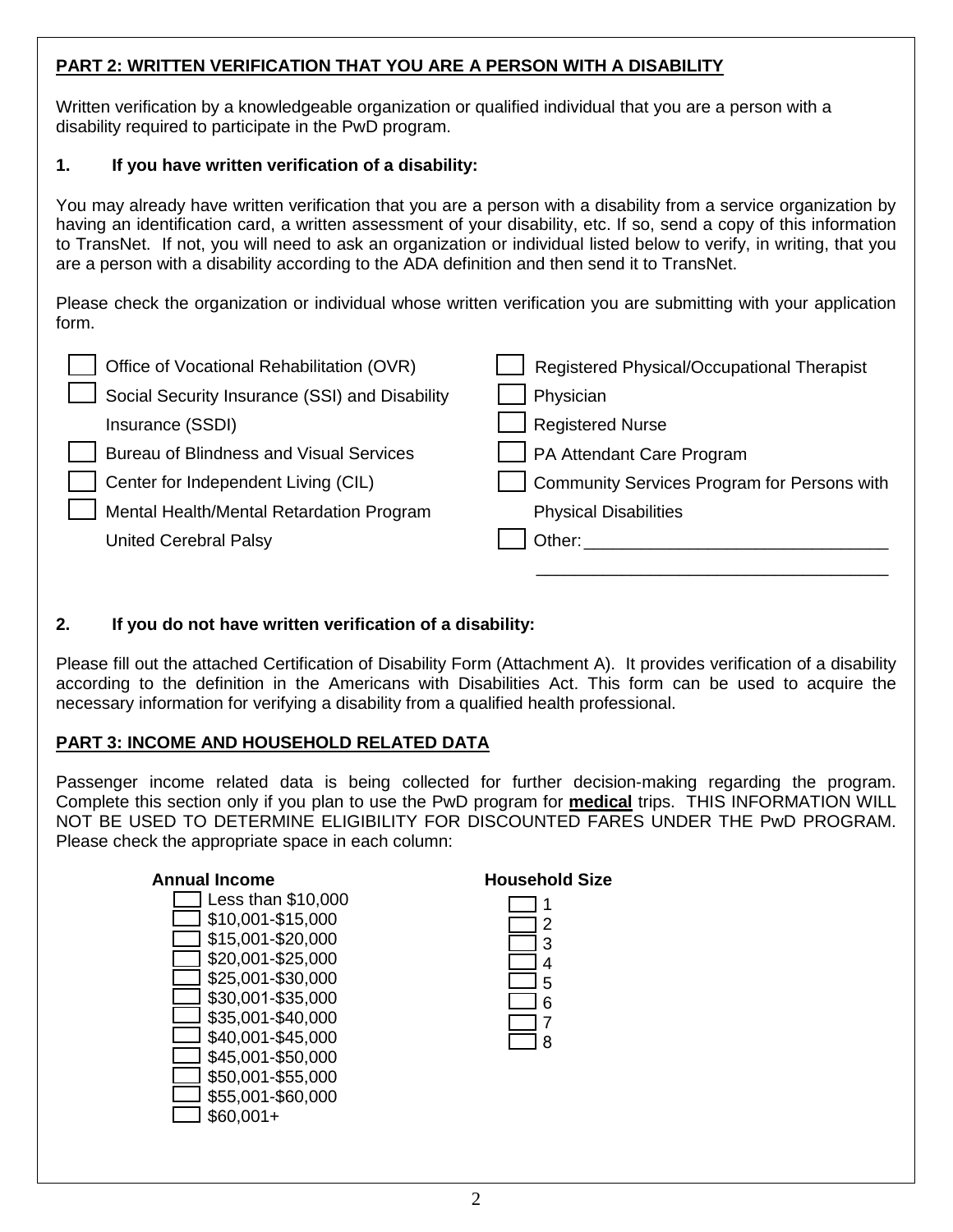## PART 2: WRITTEN VERIFICATION THAT YOU ARE A PERSON WITH A DISABILITY

Written verification by a knowledgeable organization or qualified individual that you are a person with a disability required to participate in the PwD program.

**1. If you have written verification of a disability:**

You may already have written verification that you are a person with a disability from a service organization by having an identification card, a written assessment of your disability, etc. If so, send a copy of this information to TransNet. If not, you will need to ask an organization or individual listed below to verify, in writing, that you are a person with a disability according to the ADA definition and then send it to TransNet.

Please check the organization or individual whose written verification you are submitting with your application form.

- ☐ Office of Vocational Rehabilitation (OVR)
- ☐ Social Security Insurance (SSI) and Disability Insurance (SSDI)
- ☐ Bureau of Blindness and Visual Services
- ☐ Center for Independent Living (CIL)
- ☐ Mental Health/Mental Retardation Program United Cerebral Palsy
- ☐ Registered Physical/Occupational Therapist
- ☐ Physician
- ☐ Registered Nurse
- ☐ PA Attendant Care Program
- ☐ Community Services Program for Persons with Physical Disabilities
- ☐ Other: ________________________________

________________________________

**2. If you do not have written verification of a disability:**

Please fill out the attached Certification of Disability Form (Attachment A). It provides verification of a disability according to the definition in the Americans with Disabilities Act. This form can be used to acquire the necessary information for verifying a disability from a qualified health professional.

## PART 3: INCOME AND HOUSEHOLD RELATED DATA

Passenger income related data is being collected for further decision-making regarding the program. Complete this section only if you plan to use the PwD program for **medical** trips. THIS INFORMATION WILL NOT BE USED TO DETERMINE ELIGIBILITY FOR DISCOUNTED FARES UNDER THE PwD PROGRAM. Please check the appropriate space in each column:

**Annual Income**

- ☐ Less than $10,000
- ☐ $10,001-$15,000
- ☐ $15,001-$20,000
- ☐ $20,001-$25,000
- ☐ $25,001-$30,000
- ☐ $30,001-$35,000
- ☐ $35,001-$40,000
- ☐ $40,001-$45,000
- ☐ $45,001-$50,000
- ☐ $50,001-$55,000
- ☐ $55,001-$60,000
- ☐ $60,001+

**Household Size**

- ☐ 1
- ☐ 2
- ☐ 3
- ☐ 4
- ☐ 5
- ☐ 6
- ☐ 7
- ☐ 8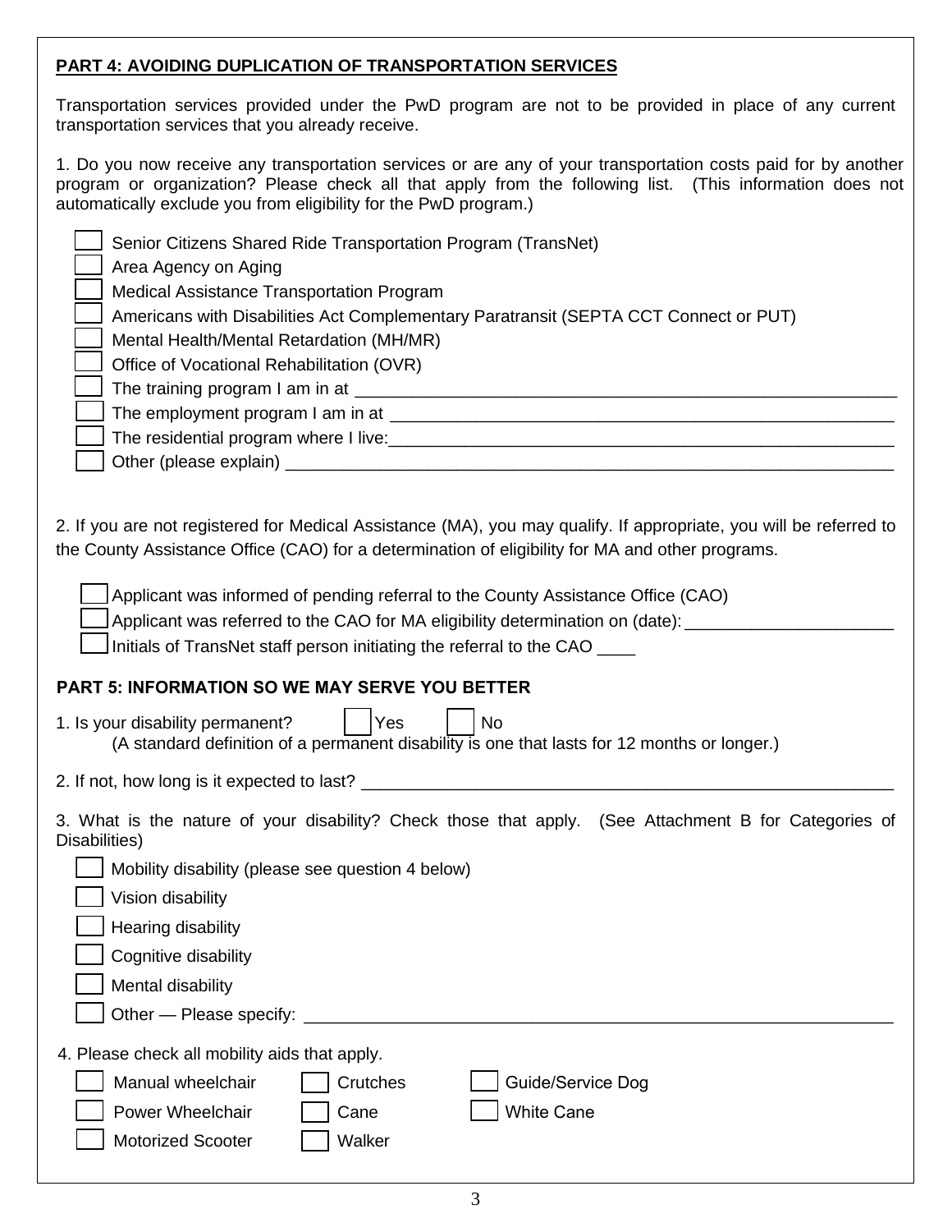## PART 4: AVOIDING DUPLICATION OF TRANSPORTATION SERVICES

Transportation services provided under the PwD program are not to be provided in place of any current transportation services that you already receive.

1. Do you now receive any transportation services or are any of your transportation costs paid for by another program or organization? Please check all that apply from the following list. (This information does not automatically exclude you from eligibility for the PwD program.)

- ☐ Senior Citizens Shared Ride Transportation Program (TransNet)
- ☐ Area Agency on Aging
- ☐ Medical Assistance Transportation Program
- ☐ Americans with Disabilities Act Complementary Paratransit (SEPTA CCT Connect or PUT)
- ☐ Mental Health/Mental Retardation (MH/MR)
- ☐ Office of Vocational Rehabilitation (OVR)
- ☐ The training program I am in at ____________________________________________
- ☐ The employment program I am in at ____________________________________________
- ☐ The residential program where I live:____________________________________________
- ☐ Other (please explain) ____________________________________________

2. If you are not registered for Medical Assistance (MA), you may qualify. If appropriate, you will be referred to the County Assistance Office (CAO) for a determination of eligibility for MA and other programs.

- ☐ Applicant was informed of pending referral to the County Assistance Office (CAO)
- ☐ Applicant was referred to the CAO for MA eligibility determination on (date): ______________________
- ☐ Initials of TransNet staff person initiating the referral to the CAO ____

## PART 5: INFORMATION SO WE MAY SERVE YOU BETTER

1. Is your disability permanent? ☐ Yes ☐ No
   (A standard definition of a permanent disability is one that lasts for 12 months or longer.)

2. If not, how long is it expected to last? ____________________________________________

3. What is the nature of your disability? Check those that apply. (See Attachment B for Categories of Disabilities)

- ☐ Mobility disability (please see question 4 below)
- ☐ Vision disability
- ☐ Hearing disability
- ☐ Cognitive disability
- ☐ Mental disability
- ☐ Other — Please specify: ____________________________________________

4. Please check all mobility aids that apply.

| | | |
|---|---|---|
| ☐ Manual wheelchair | ☐ Crutches | ☐ Guide/Service Dog |
| ☐ Power Wheelchair | ☐ Cane | ☐ White Cane |
| ☐ Motorized Scooter | ☐ Walker | |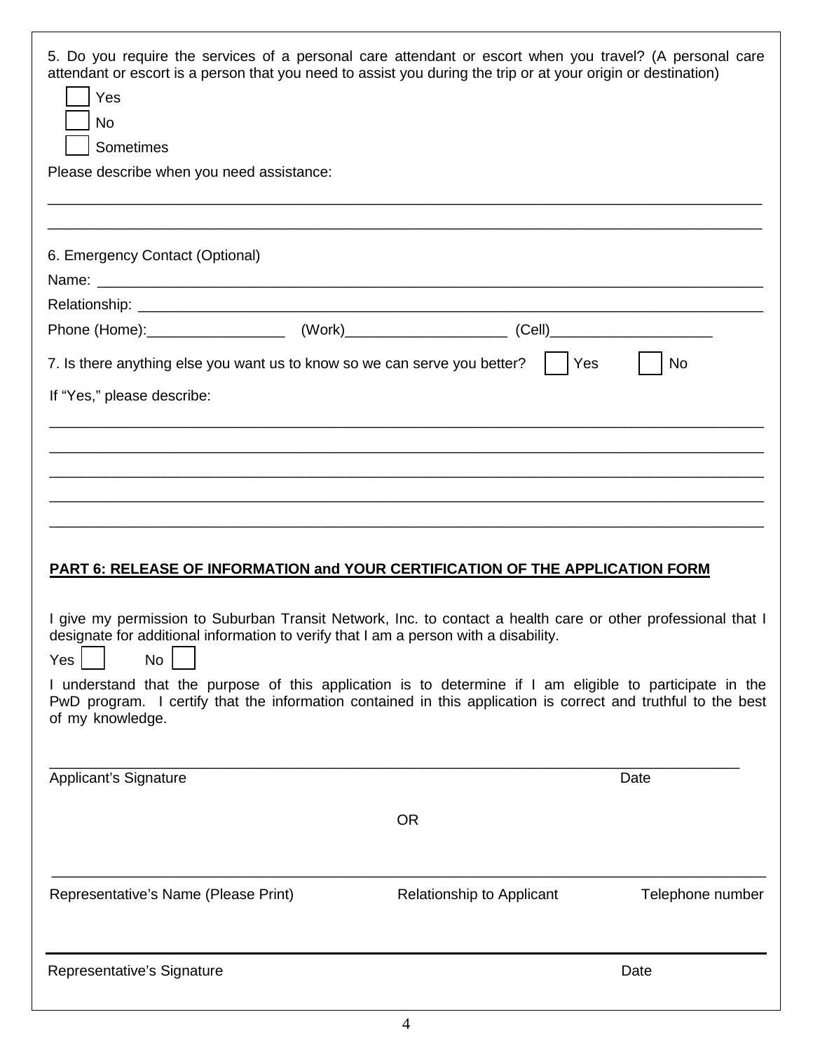5. Do you require the services of a personal care attendant or escort when you travel? (A personal care attendant or escort is a person that you need to assist you during the trip or at your origin or destination)

☐ Yes

☐ No

☐ Sometimes

Please describe when you need assistance:

______________________________________________________________________________

______________________________________________________________________________

6. Emergency Contact (Optional)

Name: ________________________________________________________________________

Relationship: ___________________________________________________________________

Phone (Home):_________________ (Work)____________________ (Cell)____________________

7. Is there anything else you want us to know so we can serve you better? ☐ Yes ☐ No

If "Yes," please describe:

______________________________________________________________________________

______________________________________________________________________________

______________________________________________________________________________

______________________________________________________________________________

______________________________________________________________________________

**PART 6: RELEASE OF INFORMATION and YOUR CERTIFICATION OF THE APPLICATION FORM**

I give my permission to Suburban Transit Network, Inc. to contact a health care or other professional that I designate for additional information to verify that I am a person with a disability.

Yes ☐ No ☐

I understand that the purpose of this application is to determine if I am eligible to participate in the PwD program. I certify that the information contained in this application is correct and truthful to the best of my knowledge.

______________________________________________________________________________

Applicant's Signature Date

OR

______________________________________________________________________________

Representative's Name (Please Print) Relationship to Applicant Telephone number

______________________________________________________________________________

Representative's Signature Date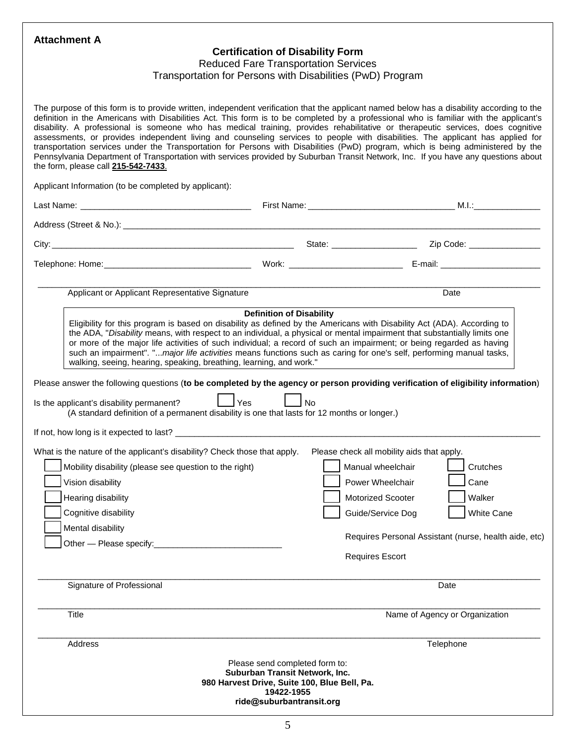**Attachment A**

## Certification of Disability Form

Reduced Fare Transportation Services

Transportation for Persons with Disabilities (PwD) Program

The purpose of this form is to provide written, independent verification that the applicant named below has a disability according to the definition in the Americans with Disabilities Act. This form is to be completed by a professional who is familiar with the applicant's disability. A professional is someone who has medical training, provides rehabilitative or therapeutic services, does cognitive assessments, or provides independent living and counseling services to people with disabilities. The applicant has applied for transportation services under the Transportation for Persons with Disabilities (PwD) program, which is being administered by the Pennsylvania Department of Transportation with services provided by Suburban Transit Network, Inc. If you have any questions about the form, please call **215-542-7433**.

Applicant Information (to be completed by applicant):

Last Name: ______________________ First Name: ______________________ M.I.: __________

Address (Street & No.): ____________________________________________

City: ______________________ State: ______________ Zip Code: ______________

Telephone: Home: ______________________ Work: ______________________ E-mail: ______________________

______________________________________________________________________

Applicant or Applicant Representative Signature    Date

**Definition of Disability**

Eligibility for this program is based on disability as defined by the Americans with Disability Act (ADA). According to the ADA, "*Disability* means, with respect to an individual, a physical or mental impairment that substantially limits one or more of the major life activities of such individual; a record of such an impairment; or being regarded as having such an impairment". "...*major life activities* means functions such as caring for one's self, performing manual tasks, walking, seeing, hearing, speaking, breathing, learning, and work."

Please answer the following questions (**to be completed by the agency or person providing verification of eligibility information**)

Is the applicant's disability permanent? ☐ Yes ☐ No

(A standard definition of a permanent disability is one that lasts for 12 months or longer.)

If not, how long is it expected to last? ____________________________________________

What is the nature of the applicant's disability? Check those that apply.

- ☐ Mobility disability (please see question to the right)
- ☐ Vision disability
- ☐ Hearing disability
- ☐ Cognitive disability
- ☐ Mental disability
- ☐ Other — Please specify: ______________________

Please check all mobility aids that apply.

- ☐ Manual wheelchair
- ☐ Crutches
- ☐ Power Wheelchair
- ☐ Cane
- ☐ Motorized Scooter
- ☐ Walker
- ☐ Guide/Service Dog
- ☐ White Cane

Requires Personal Assistant (nurse, health aide, etc)

Requires Escort

______________________________________________________________________

Signature of Professional    Date

______________________________________________________________________

Title    Name of Agency or Organization

______________________________________________________________________

Address    Telephone

Please send completed form to:

**Suburban Transit Network, Inc.**

**980 Harvest Drive, Suite 100, Blue Bell, Pa.**

**19422-1955**

**ride@suburbantransit.org**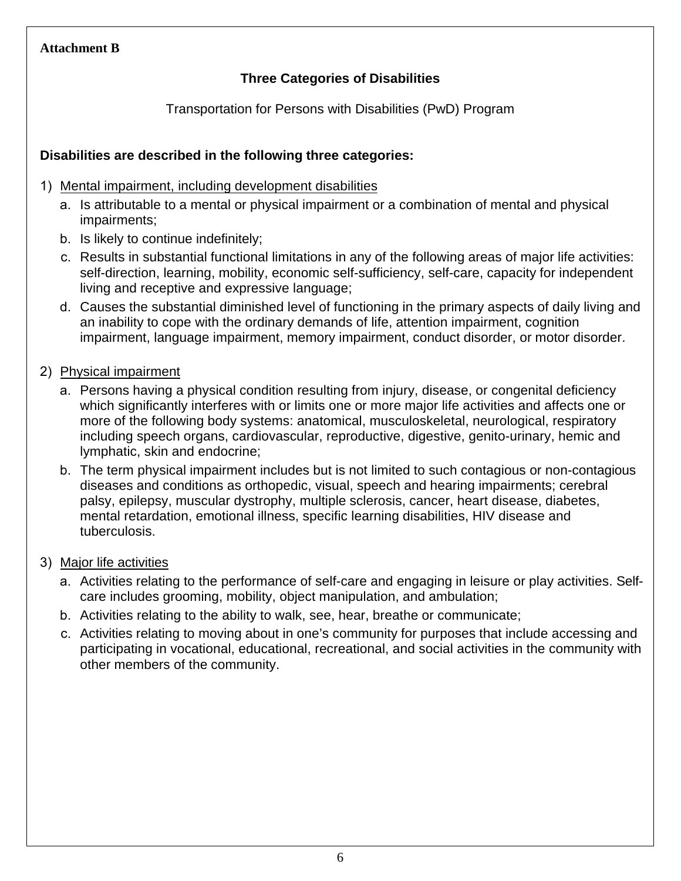**Attachment B**

## Three Categories of Disabilities

Transportation for Persons with Disabilities (PwD) Program

**Disabilities are described in the following three categories:**

1) <u>Mental impairment, including development disabilities</u>
   a. Is attributable to a mental or physical impairment or a combination of mental and physical impairments;
   b. Is likely to continue indefinitely;
   c. Results in substantial functional limitations in any of the following areas of major life activities: self-direction, learning, mobility, economic self-sufficiency, self-care, capacity for independent living and receptive and expressive language;
   d. Causes the substantial diminished level of functioning in the primary aspects of daily living and an inability to cope with the ordinary demands of life, attention impairment, cognition impairment, language impairment, memory impairment, conduct disorder, or motor disorder.

2) <u>Physical impairment</u>
   a. Persons having a physical condition resulting from injury, disease, or congenital deficiency which significantly interferes with or limits one or more major life activities and affects one or more of the following body systems: anatomical, musculoskeletal, neurological, respiratory including speech organs, cardiovascular, reproductive, digestive, genito-urinary, hemic and lymphatic, skin and endocrine;
   b. The term physical impairment includes but is not limited to such contagious or non-contagious diseases and conditions as orthopedic, visual, speech and hearing impairments; cerebral palsy, epilepsy, muscular dystrophy, multiple sclerosis, cancer, heart disease, diabetes, mental retardation, emotional illness, specific learning disabilities, HIV disease and tuberculosis.

3) <u>Major life activities</u>
   a. Activities relating to the performance of self-care and engaging in leisure or play activities. Self-care includes grooming, mobility, object manipulation, and ambulation;
   b. Activities relating to the ability to walk, see, hear, breathe or communicate;
   c. Activities relating to moving about in one's community for purposes that include accessing and participating in vocational, educational, recreational, and social activities in the community with other members of the community.